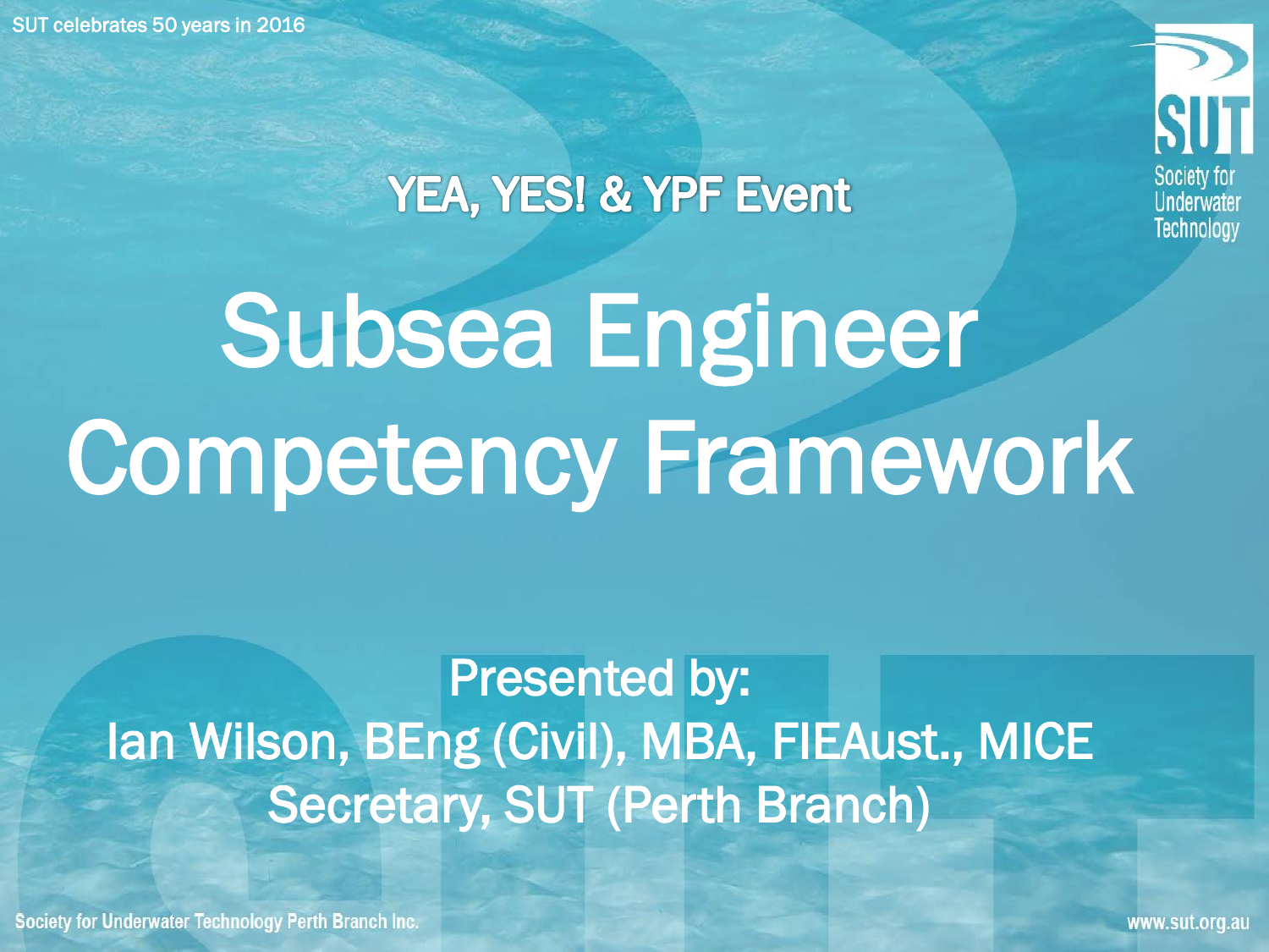SUT celebrates 50 years in 2016

YEA, YES! & YPF Event

# Subsea Engineer Competency Framework

Presented by:
Ian Wilson, BEng (Civil), MBA, FIEAust., MICE
Secretary, SUT (Perth Branch)

Society for Underwater Technology Perth Branch Inc.

www.sut.org.au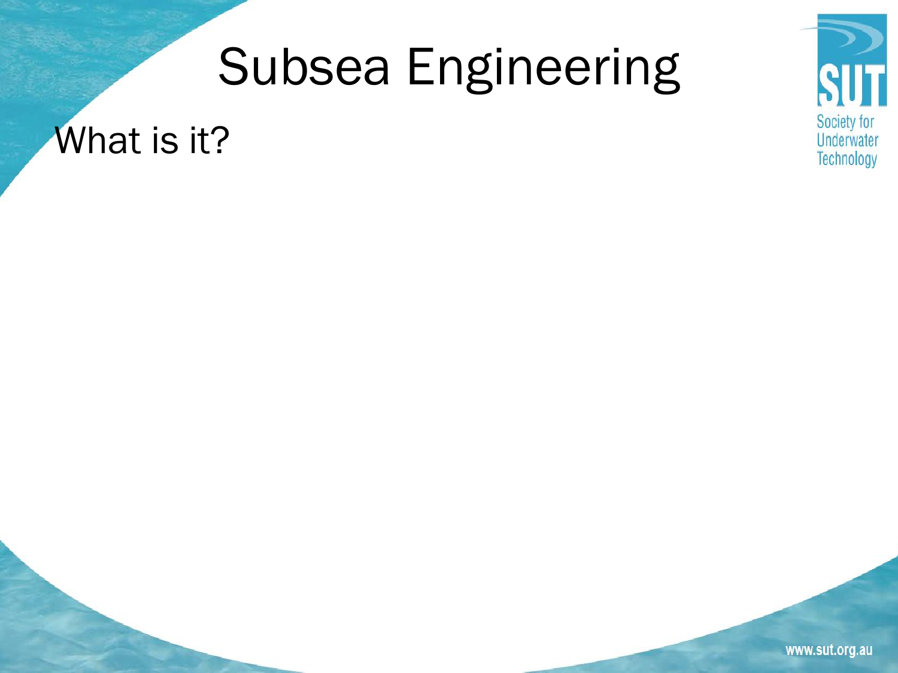# Subsea Engineering

What is it?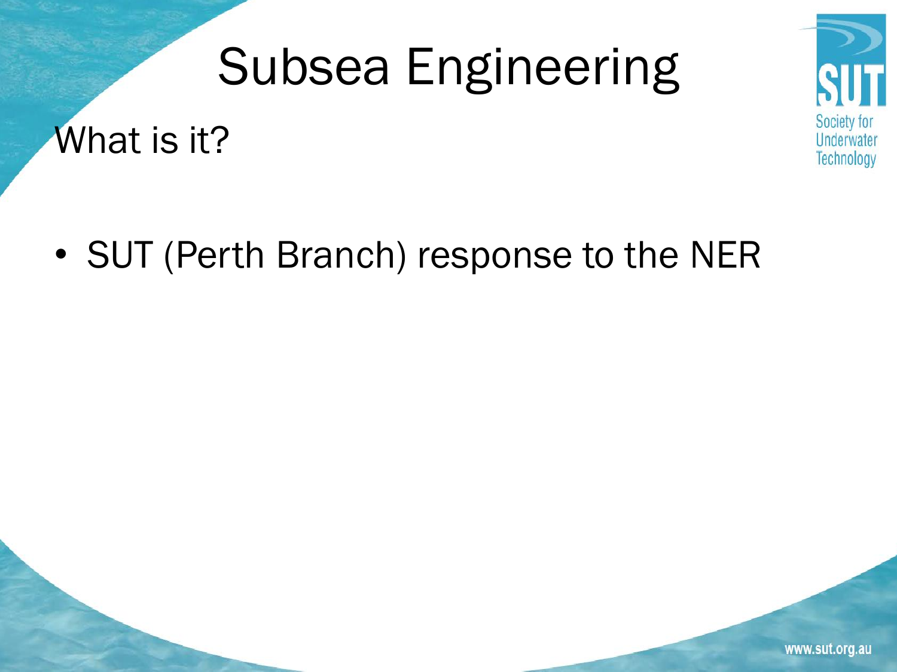# Subsea Engineering

## What is it?

- SUT (Perth Branch) response to the NER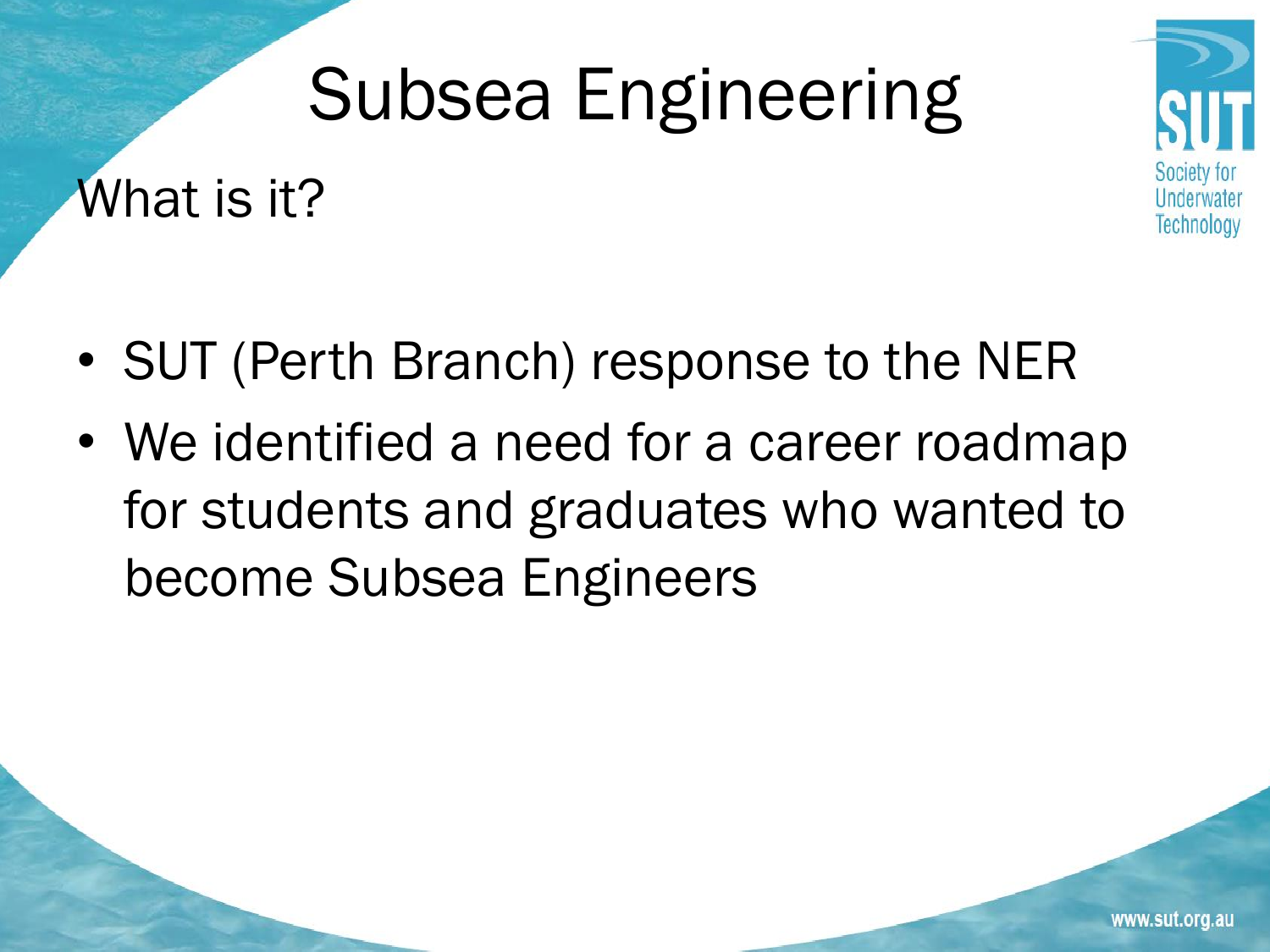# Subsea Engineering

## What is it?

- SUT (Perth Branch) response to the NER
- We identified a need for a career roadmap for students and graduates who wanted to become Subsea Engineers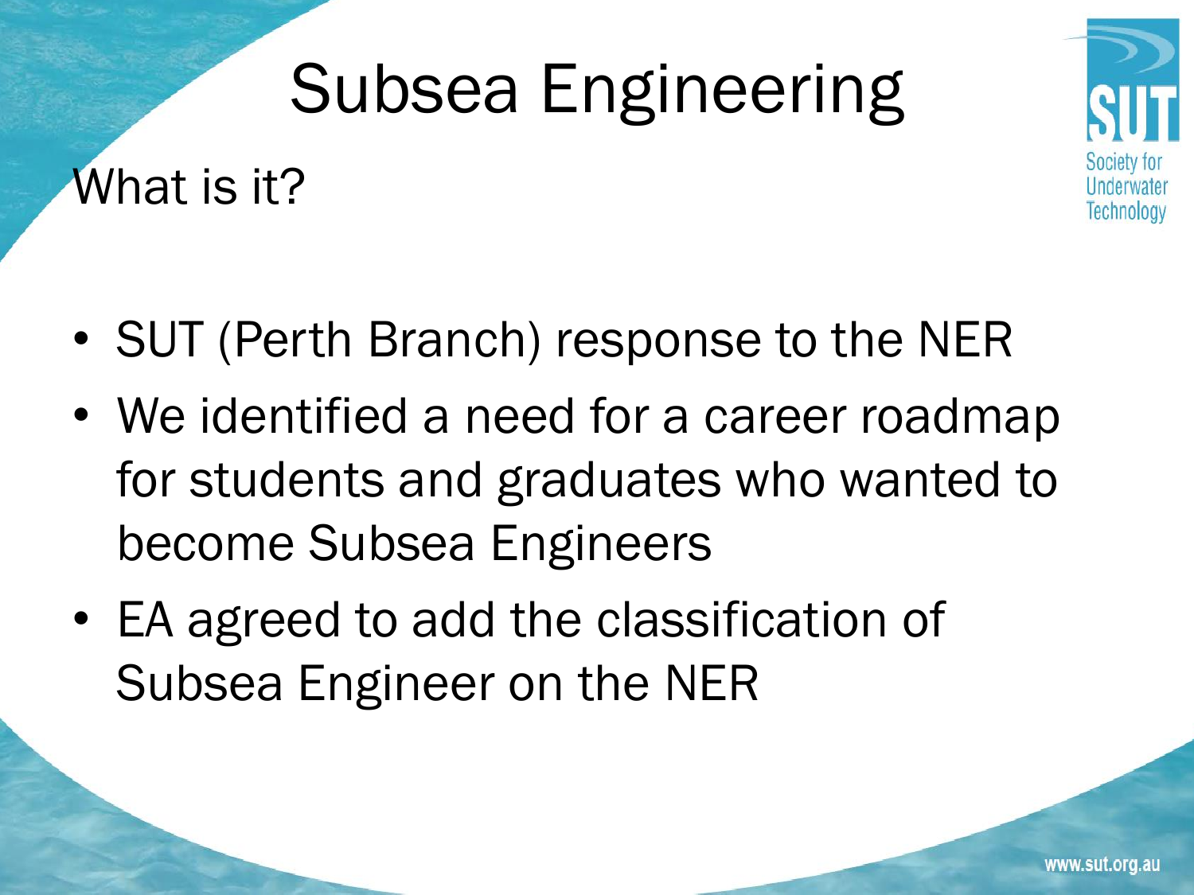# Subsea Engineering

## What is it?

- SUT (Perth Branch) response to the NER
- We identified a need for a career roadmap for students and graduates who wanted to become Subsea Engineers
- EA agreed to add the classification of Subsea Engineer on the NER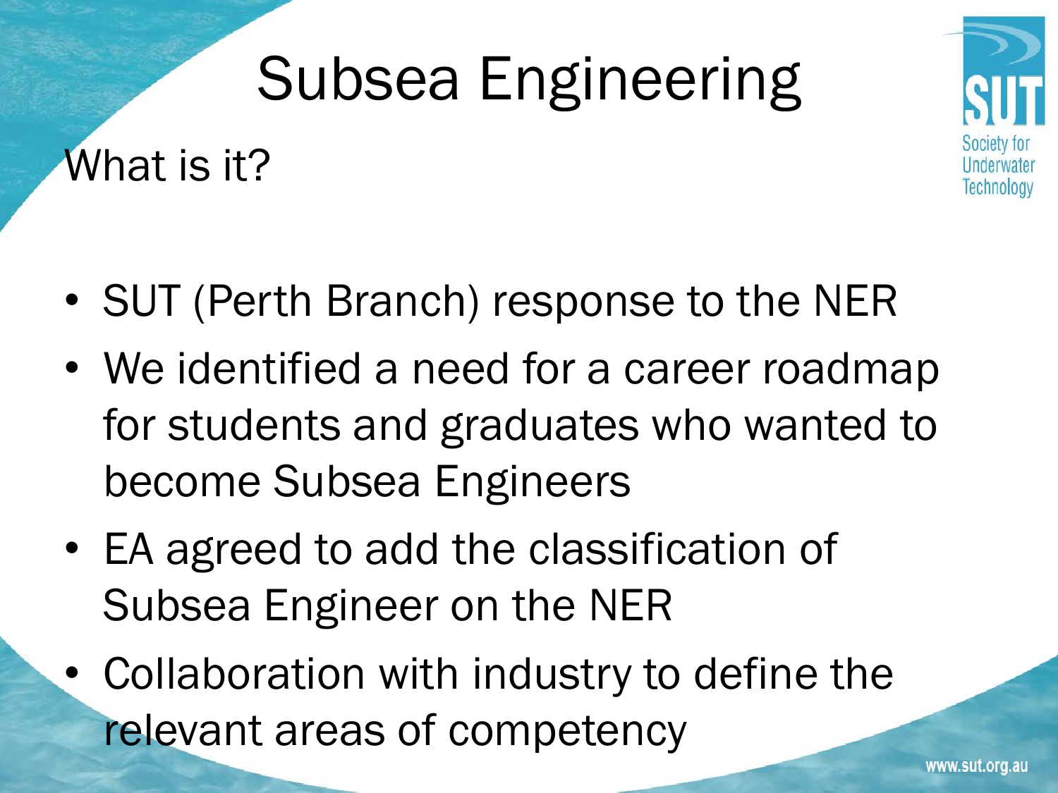# Subsea Engineering

## What is it?

- SUT (Perth Branch) response to the NER
- We identified a need for a career roadmap for students and graduates who wanted to become Subsea Engineers
- EA agreed to add the classification of Subsea Engineer on the NER
- Collaboration with industry to define the relevant areas of competency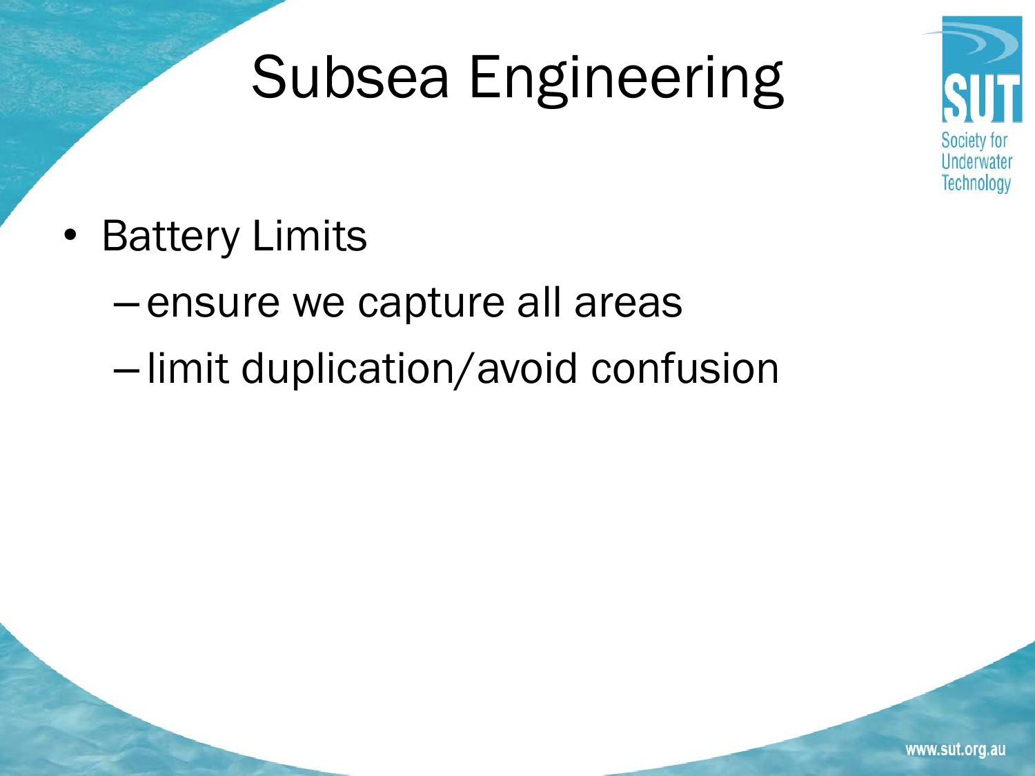# Subsea Engineering

- Battery Limits
  - ensure we capture all areas
  - limit duplication/avoid confusion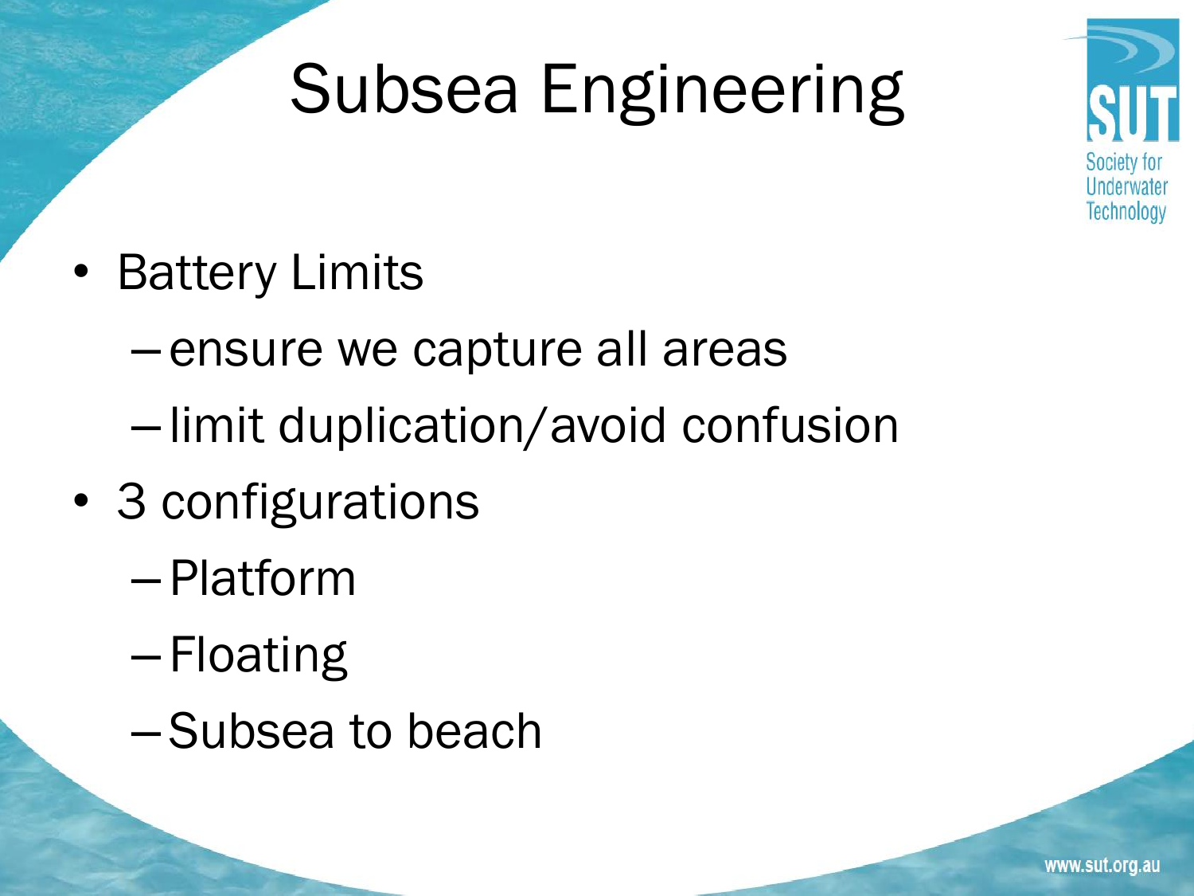# Subsea Engineering

- Battery Limits
  - ensure we capture all areas
  - limit duplication/avoid confusion
- 3 configurations
  - Platform
  - Floating
  - Subsea to beach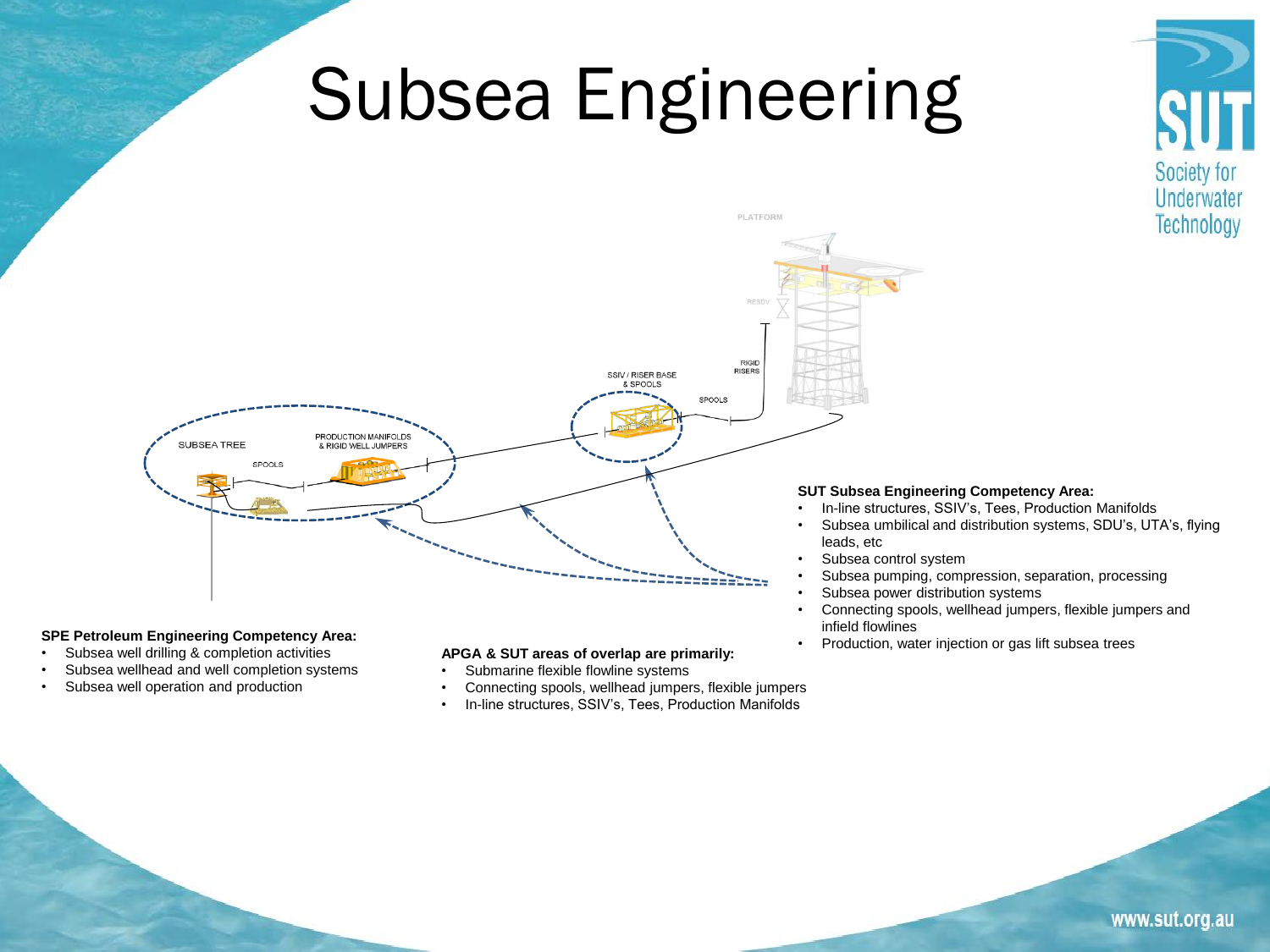# Subsea Engineering

**SPE Petroleum Engineering Competency Area:**

- Subsea well drilling & completion activities
- Subsea wellhead and well completion systems
- Subsea well operation and production

**APGA & SUT areas of overlap are primarily:**

- Submarine flexible flowline systems
- Connecting spools, wellhead jumpers, flexible jumpers
- In-line structures, SSIV's, Tees, Production Manifolds

**SUT Subsea Engineering Competency Area:**

- In-line structures, SSIV's, Tees, Production Manifolds
- Subsea umbilical and distribution systems, SDU's, UTA's, flying leads, etc
- Subsea control system
- Subsea pumping, compression, separation, processing
- Subsea power distribution systems
- Connecting spools, wellhead jumpers, flexible jumpers and infield flowlines
- Production, water injection or gas lift subsea trees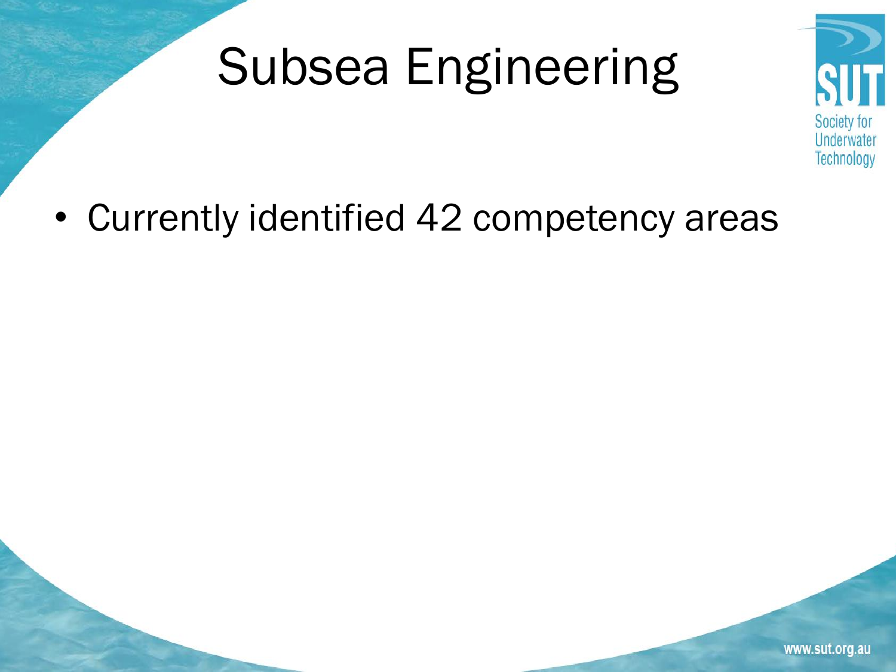# Subsea Engineering

- Currently identified 42 competency areas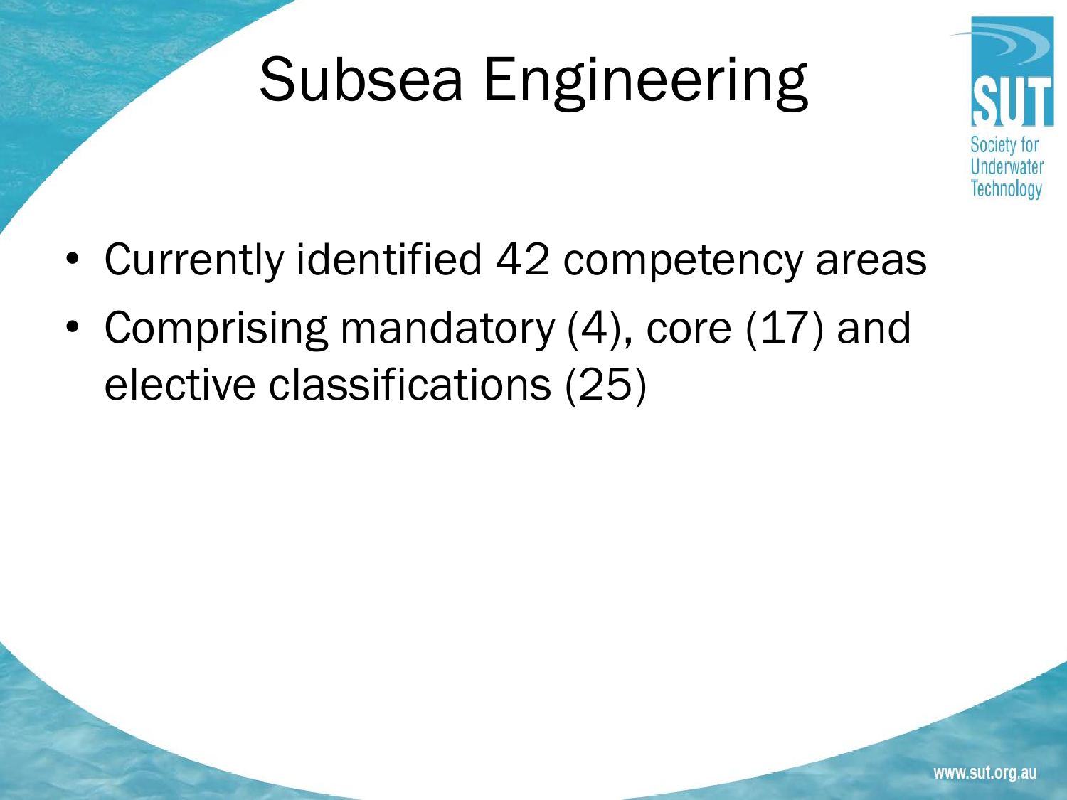# Subsea Engineering

- Currently identified 42 competency areas
- Comprising mandatory (4), core (17) and elective classifications (25)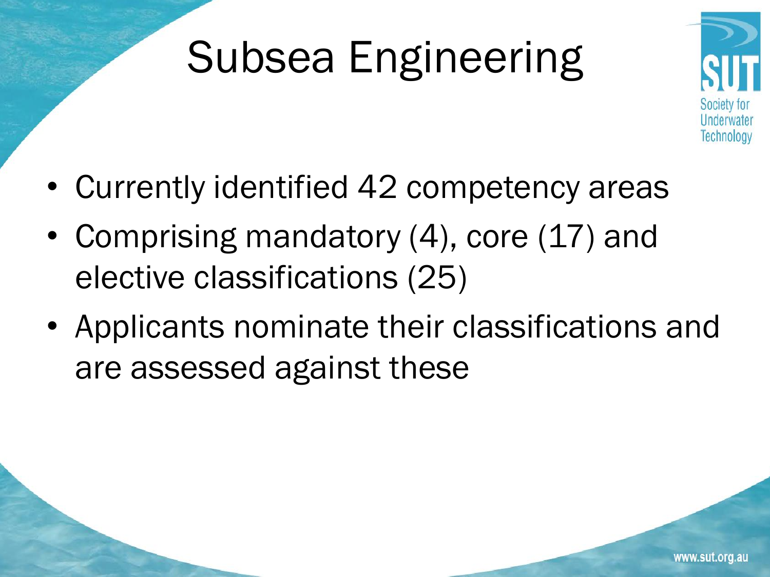# Subsea Engineering

- Currently identified 42 competency areas
- Comprising mandatory (4), core (17) and elective classifications (25)
- Applicants nominate their classifications and are assessed against these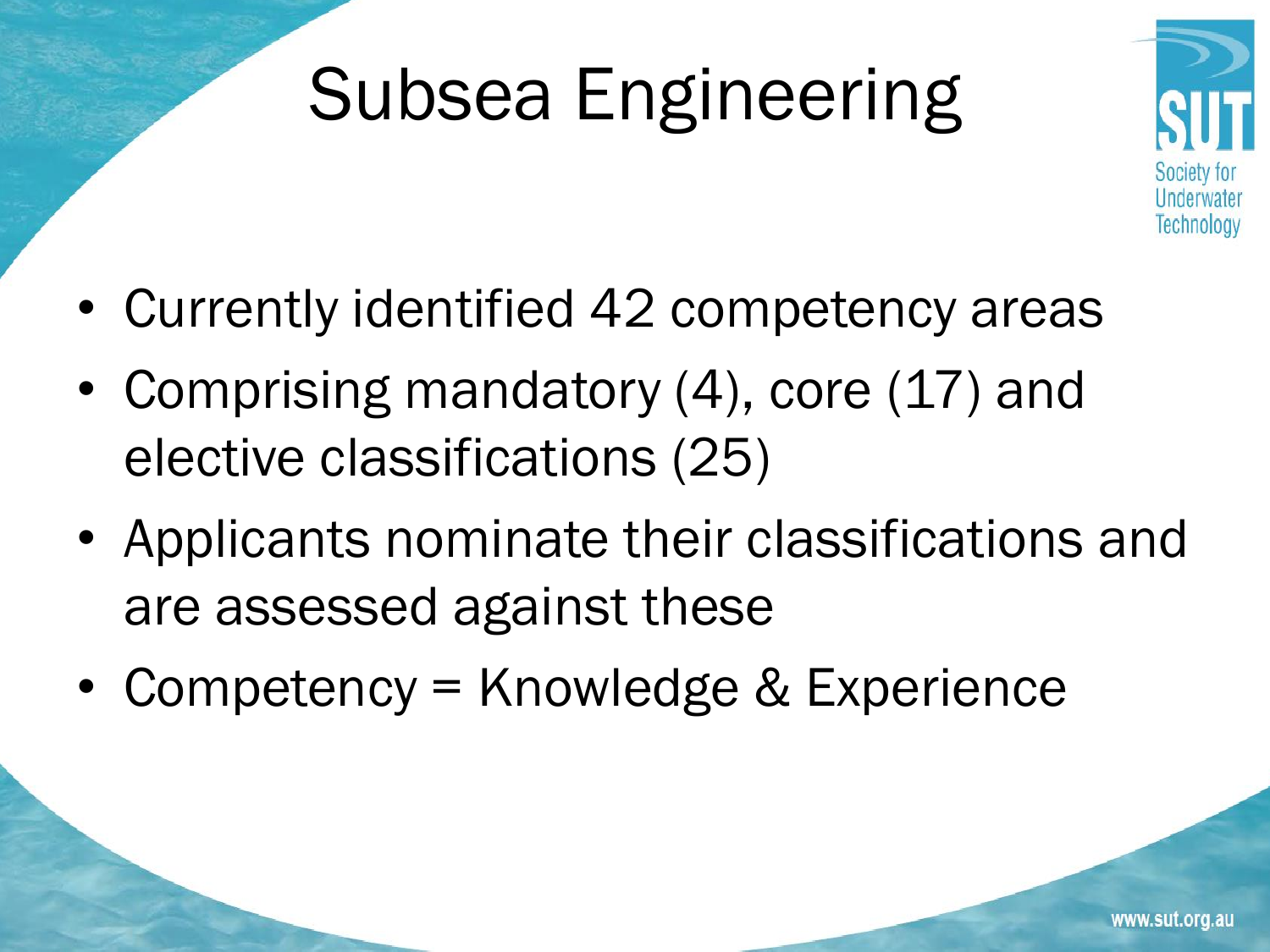# Subsea Engineering

- Currently identified 42 competency areas
- Comprising mandatory (4), core (17) and elective classifications (25)
- Applicants nominate their classifications and are assessed against these
- Competency = Knowledge & Experience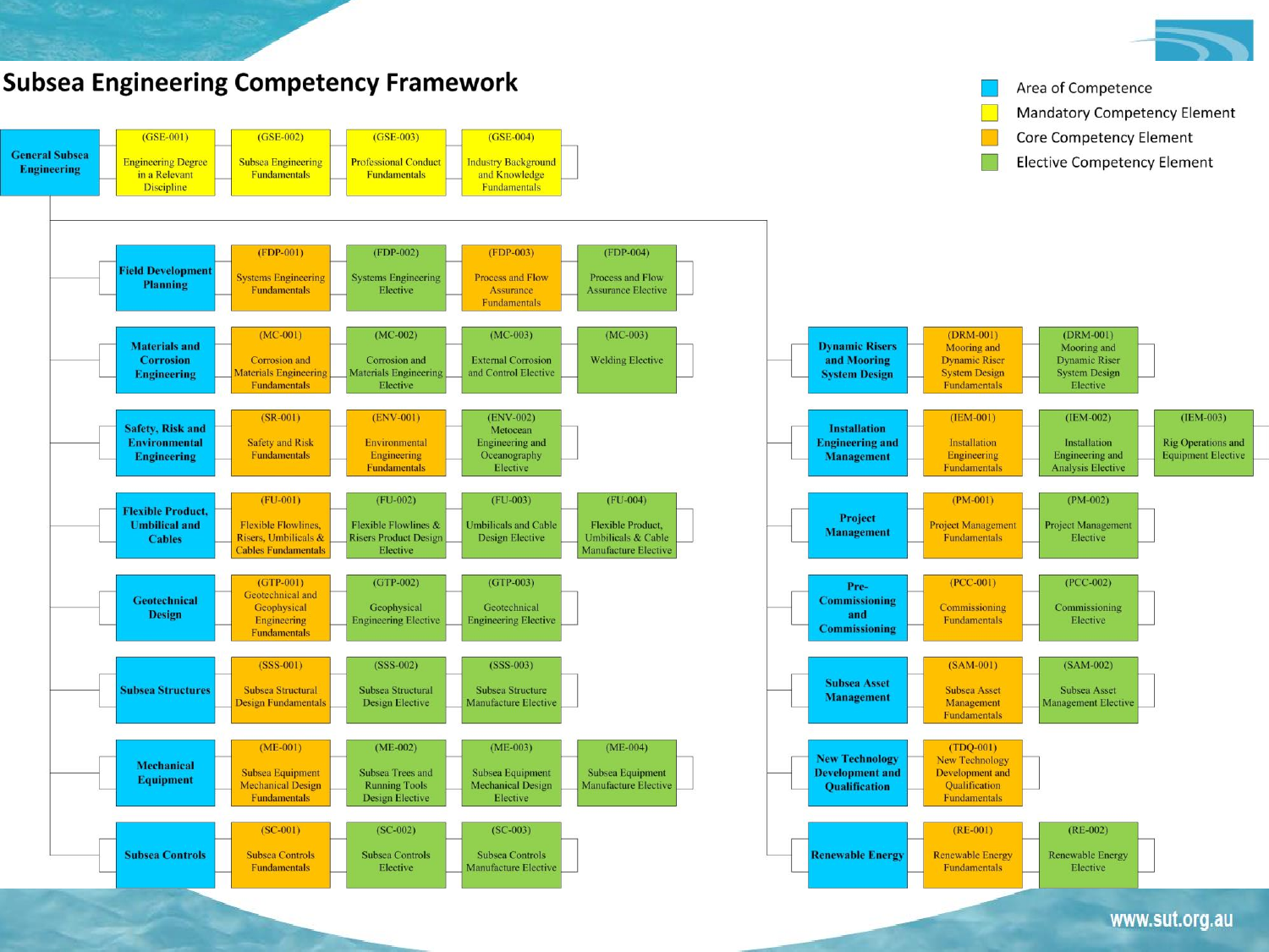# Subsea Engineering Competency Framework

**Legend:**

- Area of Competence
- Mandatory Competency Element
- Core Competency Element
- Elective Competency Element

| Area of Competence | Element 1 | Element 2 | Element 3 | Element 4 |
|---|---|---|---|---|
| General Subsea Engineering | (GSE-001) Engineering Degree in a Relevant Discipline | (GSE-002) Subsea Engineering Fundamentals | (GSE-003) Professional Conduct Fundamentals | (GSE-004) Industry Background and Knowledge Fundamentals |
| Field Development Planning | (FDP-001) Systems Engineering Fundamentals | (FDP-002) Systems Engineering Elective | (FDP-003) Process and Flow Assurance Fundamentals | (FDP-004) Process and Flow Assurance Elective |
| Materials and Corrosion Engineering | (MC-001) Corrosion and Materials Engineering Fundamentals | (MC-002) Corrosion and Materials Engineering Elective | (MC-003) External Corrosion and Control Elective | (MC-003) Welding Elective |
| Safety, Risk and Environmental Engineering | (SR-001) Safety and Risk Fundamentals | (ENV-001) Environmental Engineering Fundamentals | (ENV-002) Metocean Engineering and Oceanography Elective | |
| Flexible Product, Umbilical and Cables | (FU-001) Flexible Flowlines, Risers, Umbilicals & Cables Fundamentals | (FU-002) Flexible Flowlines & Risers Product Design Elective | (FU-003) Umbilicals and Cable Design Elective | (FU-004) Flexible Product, Umbilicals & Cable Manufacture Elective |
| Geotechnical Design | (GTP-001) Geotechnical and Geophysical Engineering Fundamentals | (GTP-002) Geophysical Engineering Elective | (GTP-003) Geotechnical Engineering Elective | |
| Subsea Structures | (SSS-001) Subsea Structural Design Fundamentals | (SSS-002) Subsea Structural Design Elective | (SSS-003) Subsea Structure Manufacture Elective | |
| Mechanical Equipment | (ME-001) Subsea Equipment Mechanical Design Fundamentals | (ME-002) Subsea Trees and Running Tools Design Elective | (ME-003) Subsea Equipment Mechanical Design Elective | (ME-004) Subsea Equipment Manufacture Elective |
| Subsea Controls | (SC-001) Subsea Controls Fundamentals | (SC-002) Subsea Controls Elective | (SC-003) Subsea Controls Manufacture Elective | |
| Dynamic Risers and Mooring System Design | (DRM-001) Mooring and Dynamic Riser System Design Fundamentals | (DRM-001) Mooring and Dynamic Riser System Design Elective | | |
| Installation Engineering and Management | (IEM-001) Installation Engineering Fundamentals | (IEM-002) Installation Engineering and Analysis Elective | (IEM-003) Rig Operations and Equipment Elective | |
| Project Management | (PM-001) Project Management Fundamentals | (PM-002) Project Management Elective | | |
| Pre-Commissioning and Commissioning | (PCC-001) Commissioning Fundamentals | (PCC-002) Commissioning Elective | | |
| Subsea Asset Management | (SAM-001) Subsea Asset Management Fundamentals | (SAM-002) Subsea Asset Management Elective | | |
| New Technology Development and Qualification | (TDQ-001) New Technology Development and Qualification Fundamentals | | | |
| Renewable Energy | (RE-001) Renewable Energy Fundamentals | (RE-002) Renewable Energy Elective | | |

www.sut.org.au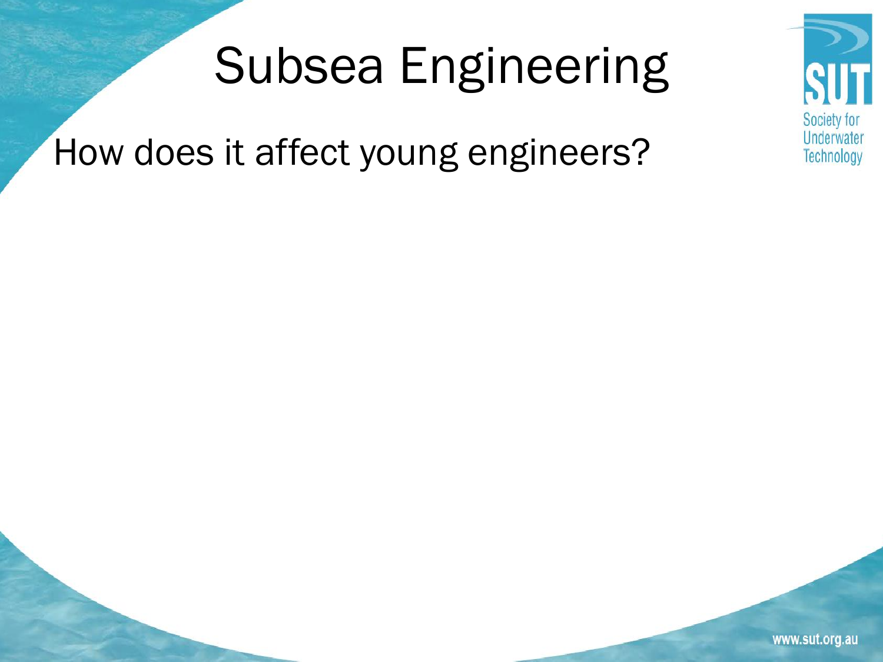# Subsea Engineering

How does it affect young engineers?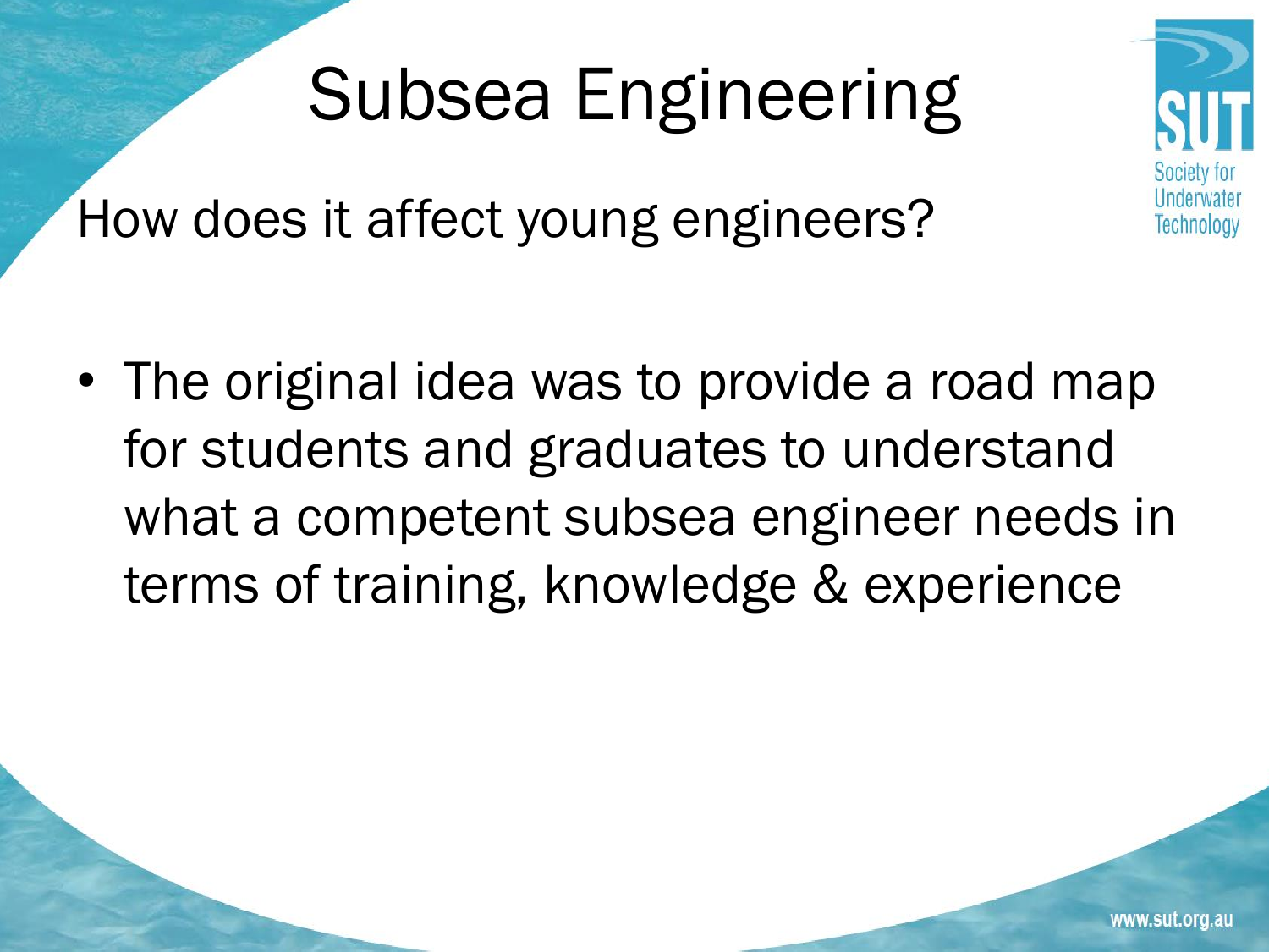# Subsea Engineering

## How does it affect young engineers?

- The original idea was to provide a road map for students and graduates to understand what a competent subsea engineer needs in terms of training, knowledge & experience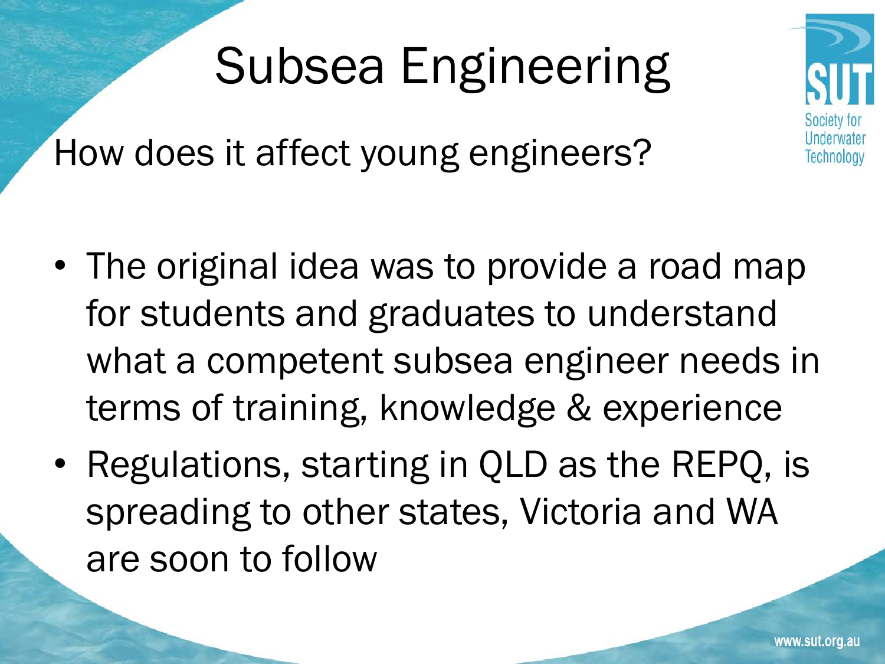# Subsea Engineering

## How does it affect young engineers?

- The original idea was to provide a road map for students and graduates to understand what a competent subsea engineer needs in terms of training, knowledge & experience
- Regulations, starting in QLD as the REPQ, is spreading to other states, Victoria and WA are soon to follow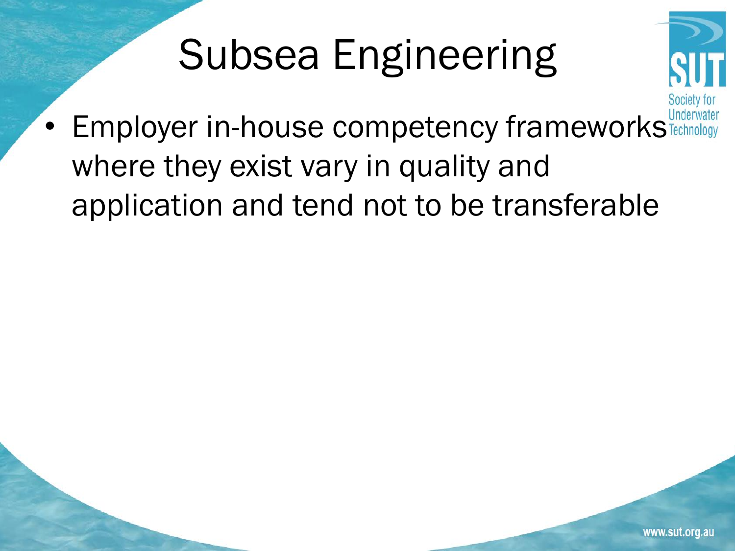# Subsea Engineering

- Employer in-house competency frameworks where they exist vary in quality and application and tend not to be transferable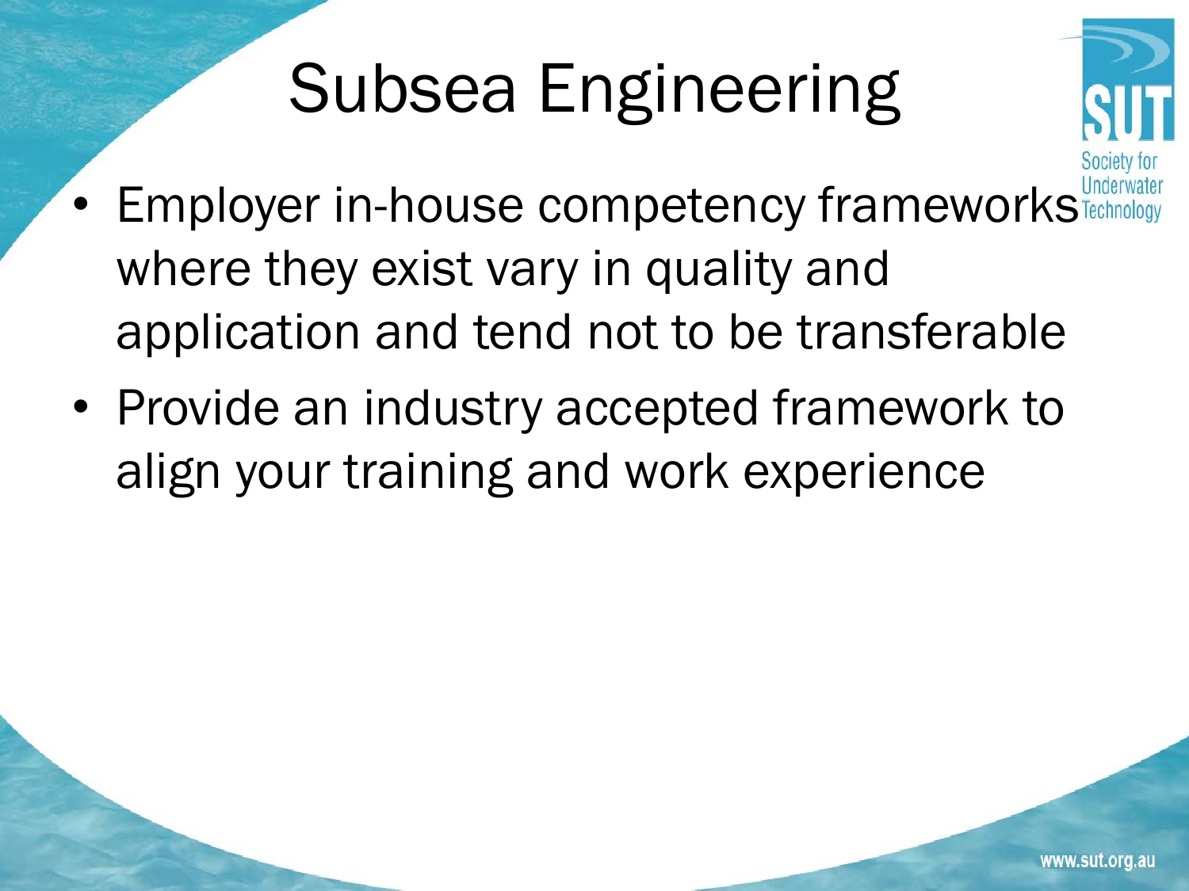# Subsea Engineering

- Employer in-house competency frameworks where they exist vary in quality and application and tend not to be transferable
- Provide an industry accepted framework to align your training and work experience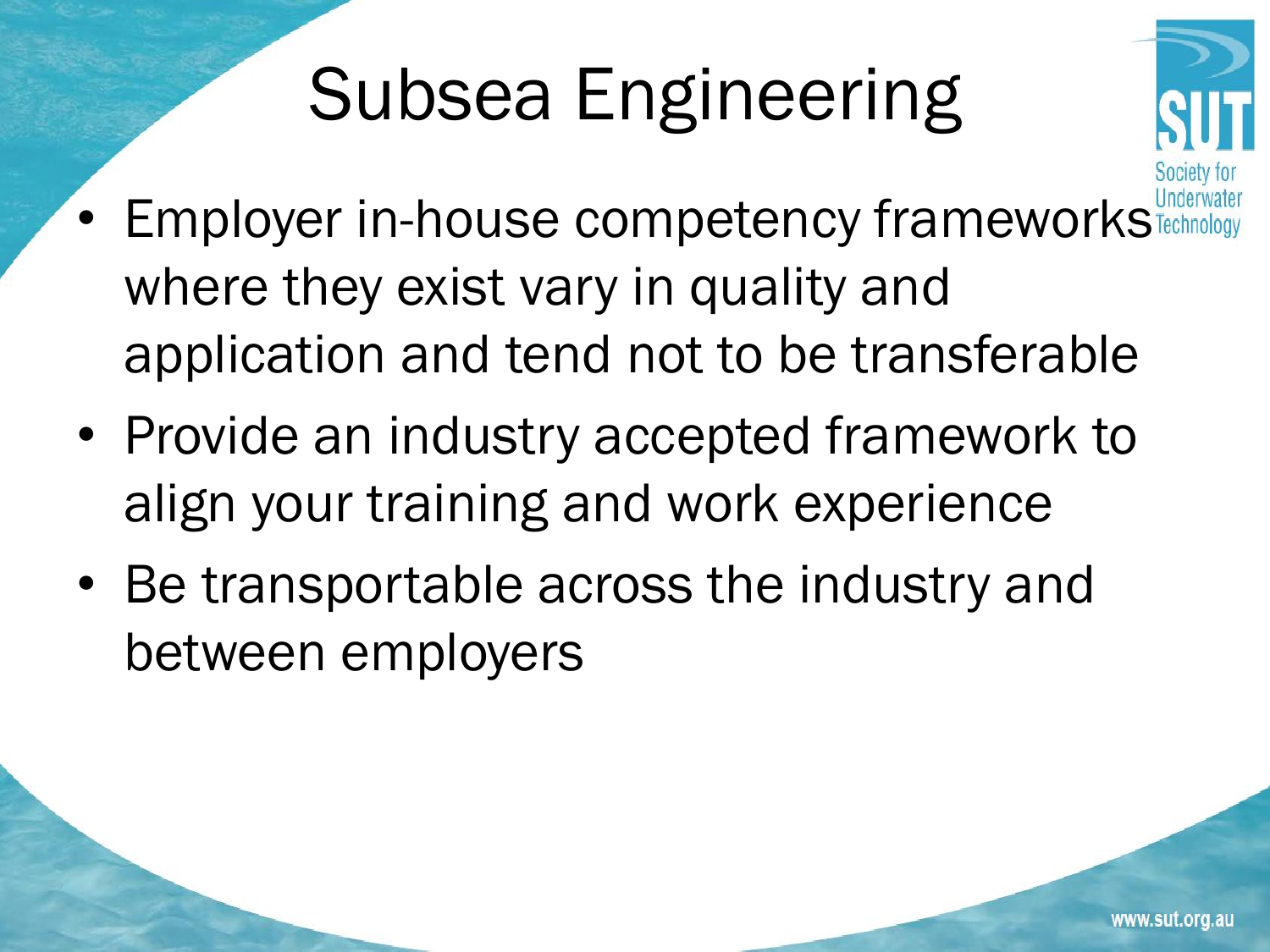# Subsea Engineering

- Employer in-house competency frameworks where they exist vary in quality and application and tend not to be transferable
- Provide an industry accepted framework to align your training and work experience
- Be transportable across the industry and between employers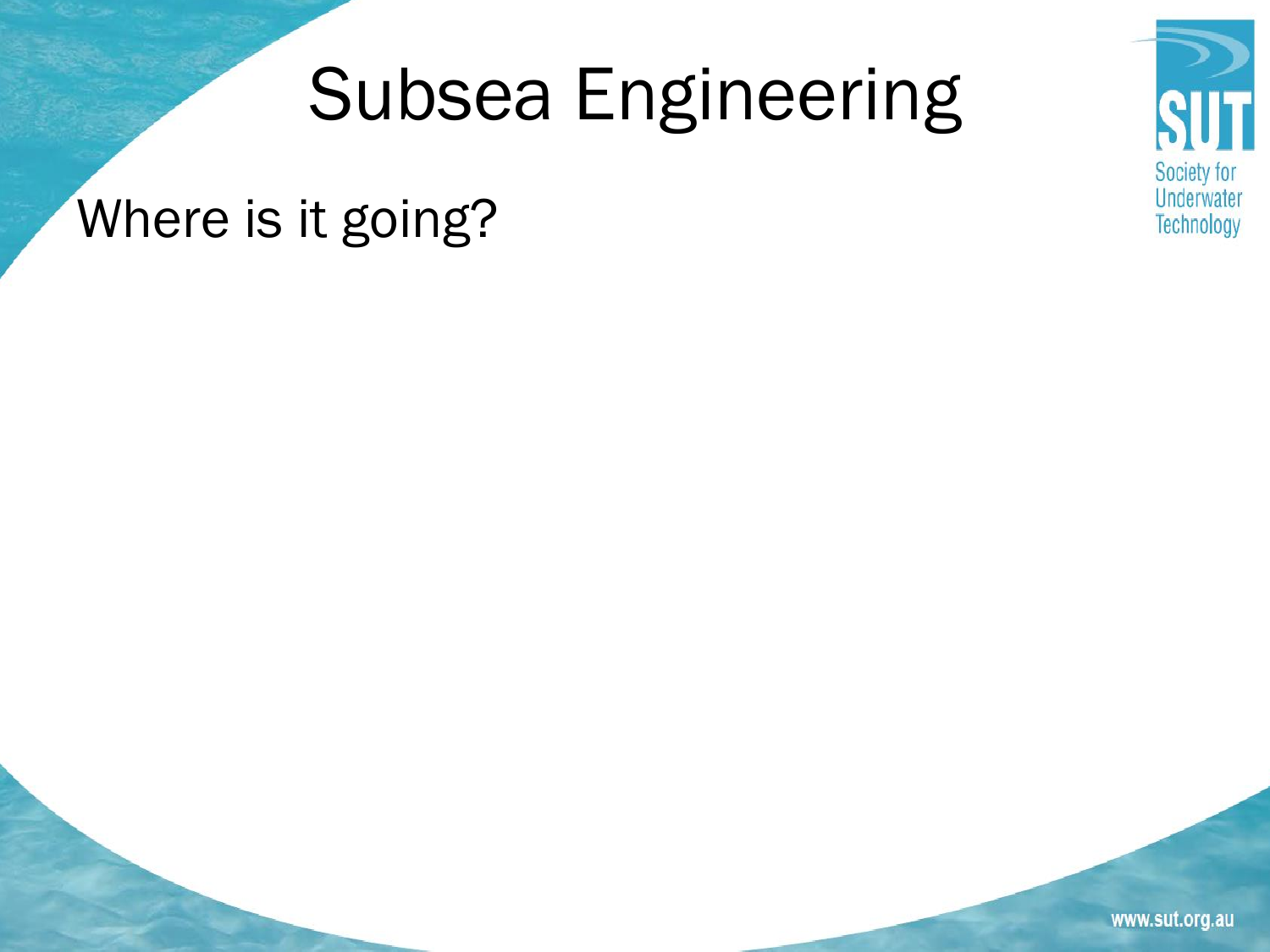# Subsea Engineering

Where is it going?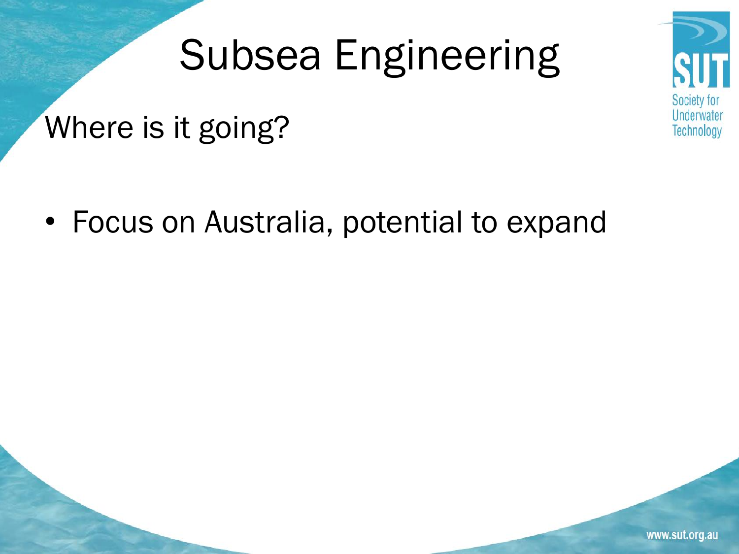# Subsea Engineering

## Where is it going?

- Focus on Australia, potential to expand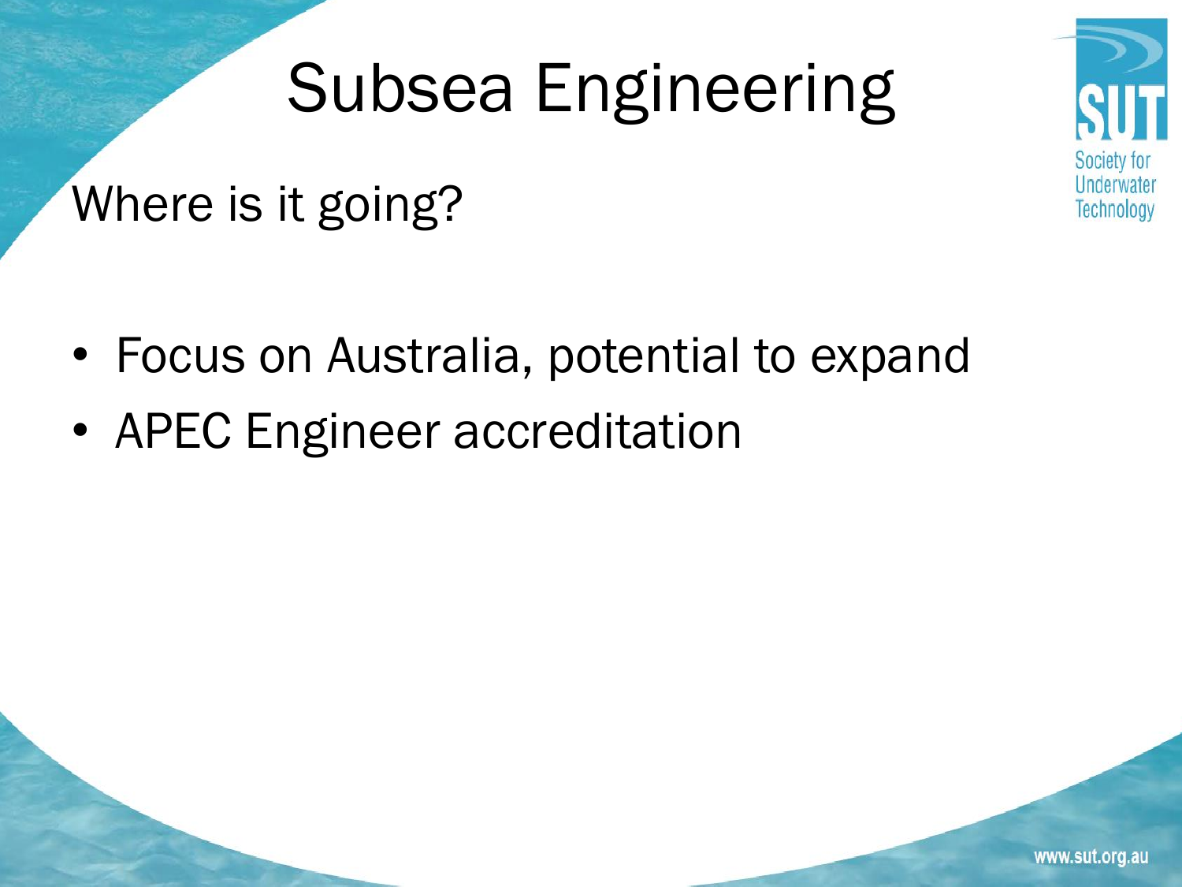# Subsea Engineering

## Where is it going?

- Focus on Australia, potential to expand
- APEC Engineer accreditation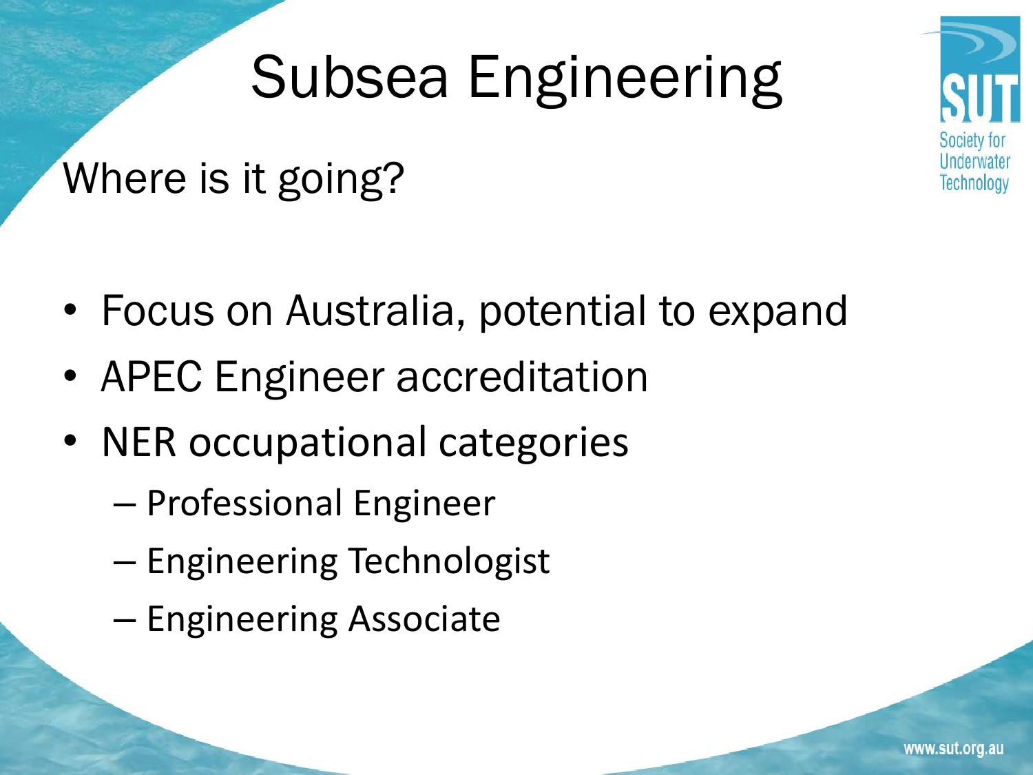# Subsea Engineering

## Where is it going?

- Focus on Australia, potential to expand
- APEC Engineer accreditation
- NER occupational categories
  - Professional Engineer
  - Engineering Technologist
  - Engineering Associate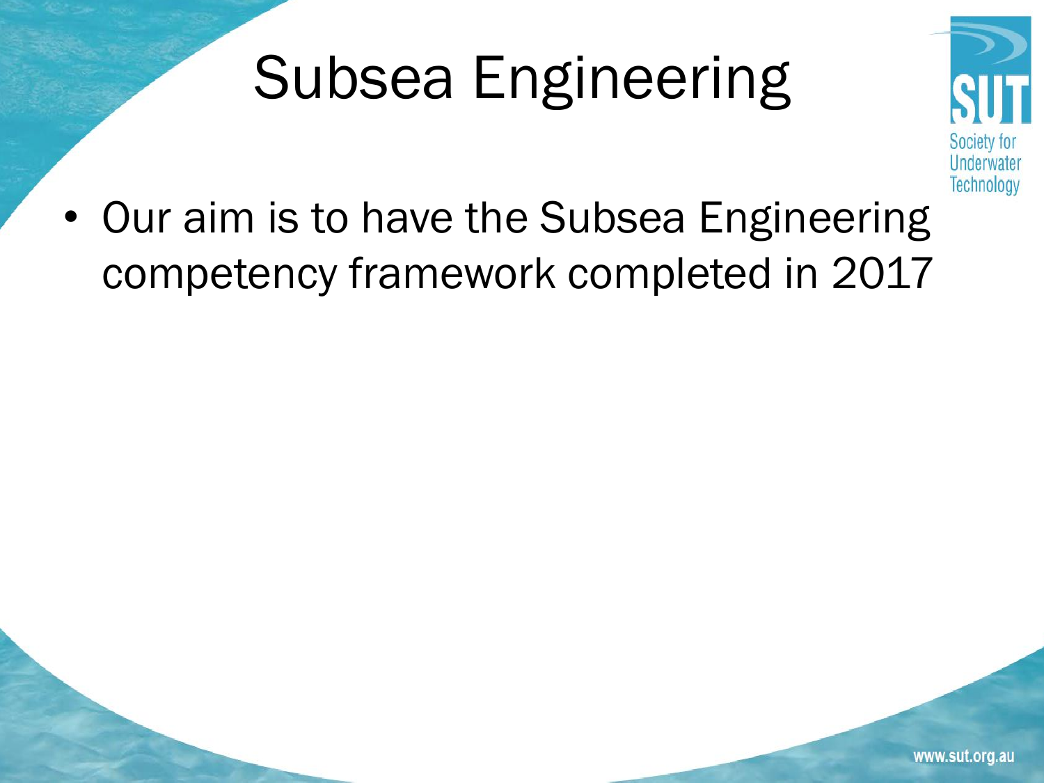# Subsea Engineering

- Our aim is to have the Subsea Engineering competency framework completed in 2017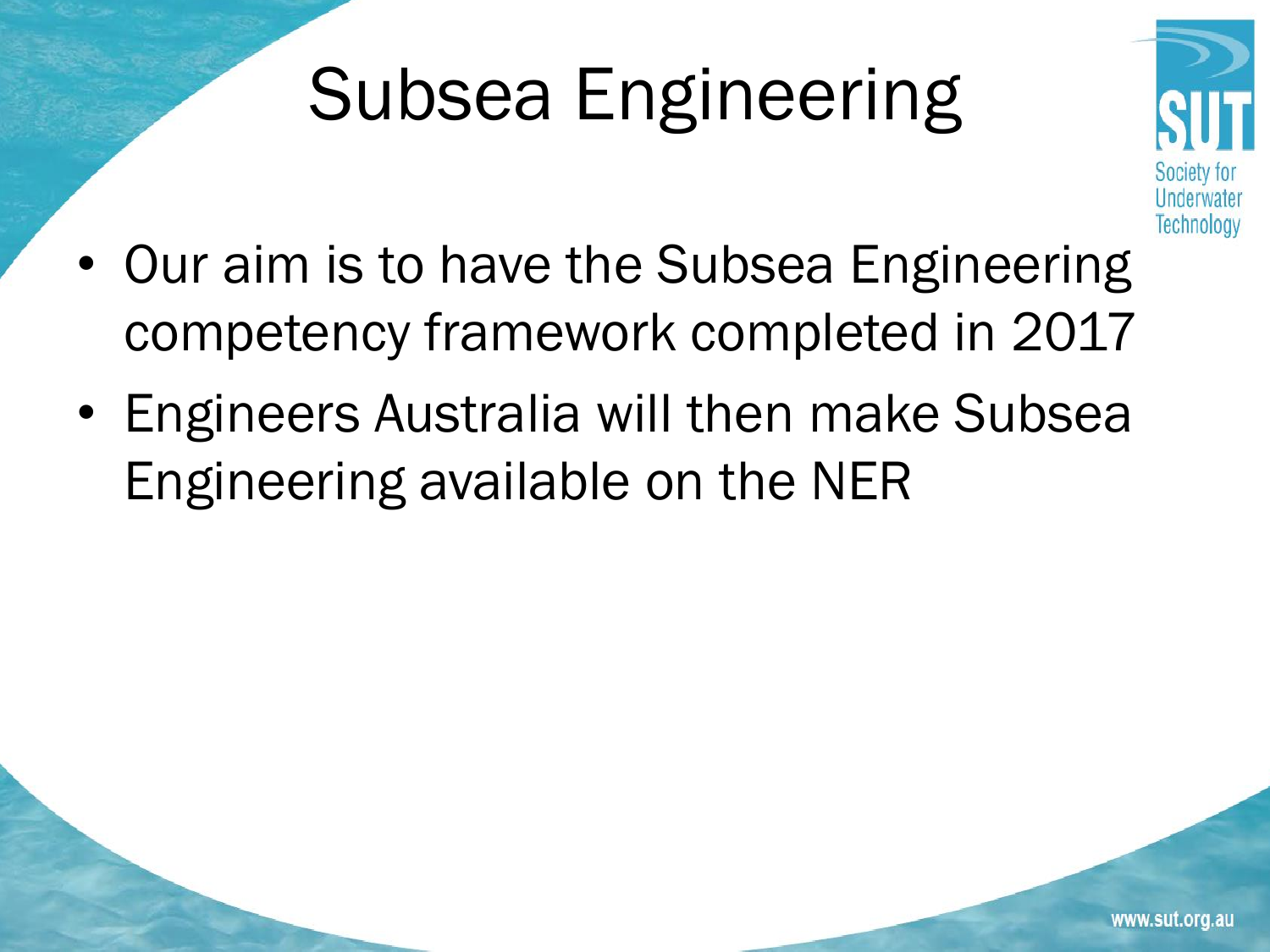# Subsea Engineering

- Our aim is to have the Subsea Engineering competency framework completed in 2017
- Engineers Australia will then make Subsea Engineering available on the NER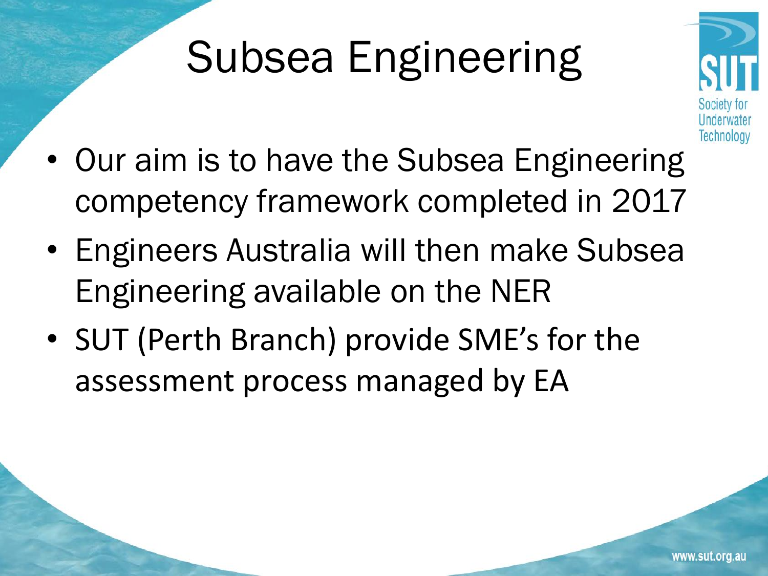# Subsea Engineering

- Our aim is to have the Subsea Engineering competency framework completed in 2017
- Engineers Australia will then make Subsea Engineering available on the NER
- SUT (Perth Branch) provide SME's for the assessment process managed by EA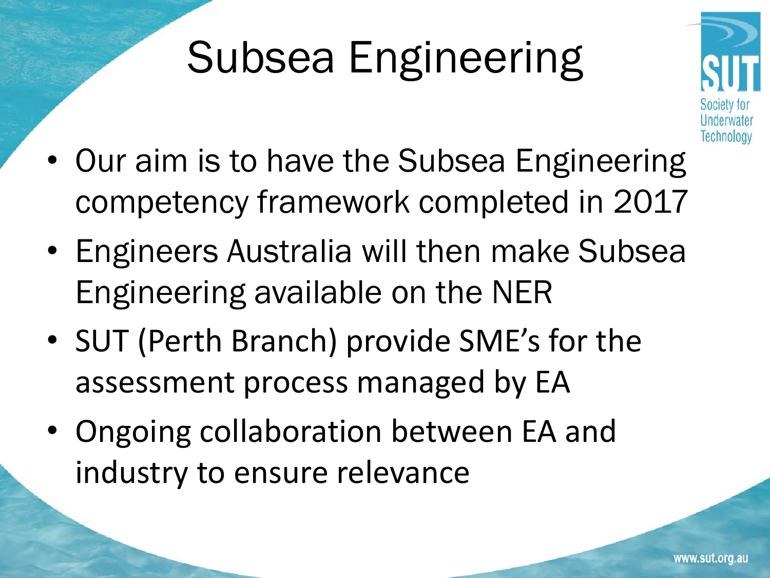# Subsea Engineering

- Our aim is to have the Subsea Engineering competency framework completed in 2017
- Engineers Australia will then make Subsea Engineering available on the NER
- SUT (Perth Branch) provide SME's for the assessment process managed by EA
- Ongoing collaboration between EA and industry to ensure relevance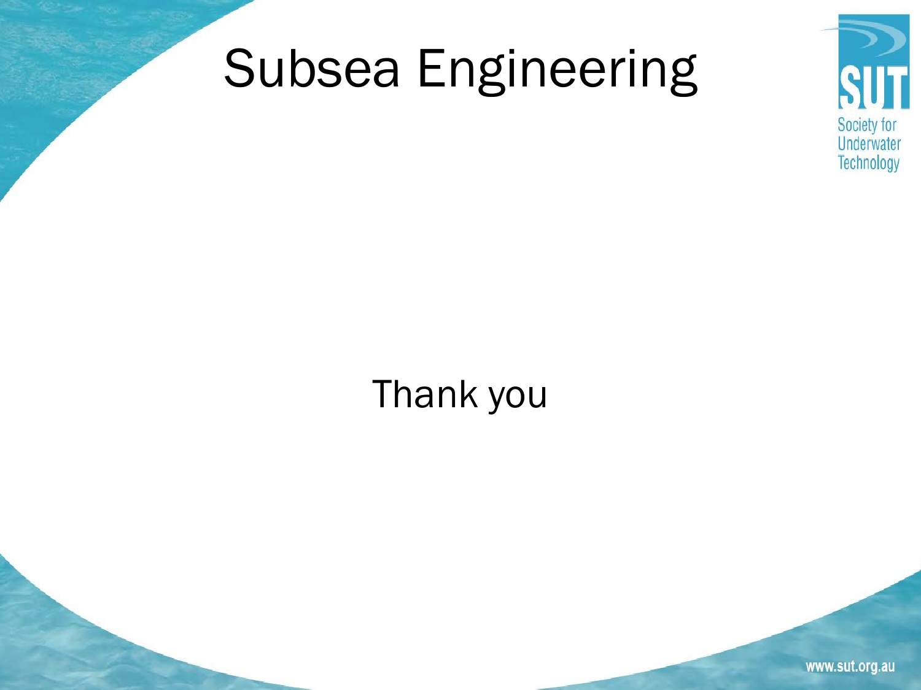# Subsea Engineering

Thank you